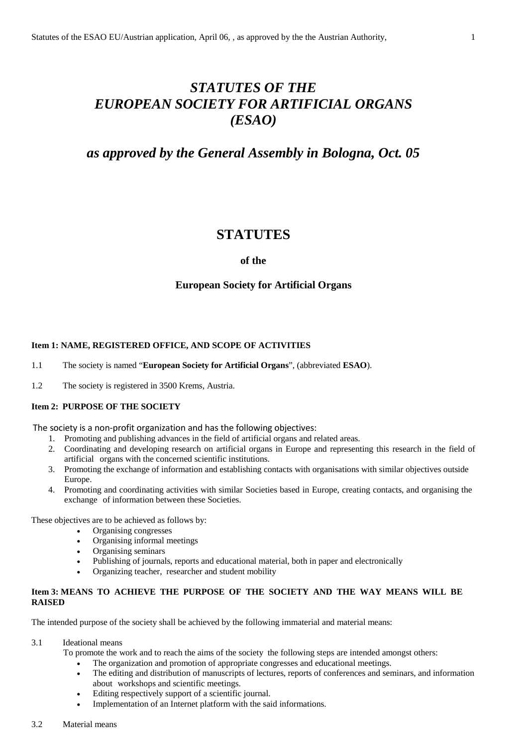# *STATUTES OF THE EUROPEAN SOCIETY FOR ARTIFICIAL ORGANS (ESAO)*

## *as approved by the General Assembly in Bologna, Oct. 05*

# STATUTES

**of the**

**European Society for Artificial Organs**

**Item 1: NAME, REGISTERED OFFICE, AND SCOPE OF ACTIVITIES**

1.1 The society is named "**European Society for Artificial Organs**", (abbreviated **ESAO**).

1.2 The society is registered in 3500 Krems, Austria.

**Item 2: PURPOSE OF THE SOCIETY**

The society is a non-profit organization and has the following objectives:

1. Promoting and publishing advances in the field of artificial organs and related areas.
2. Coordinating and developing research on artificial organs in Europe and representing this research in the field of artificial organs with the concerned scientific institutions.
3. Promoting the exchange of information and establishing contacts with organisations with similar objectives outside Europe.
4. Promoting and coordinating activities with similar Societies based in Europe, creating contacts, and organising the exchange of information between these Societies.

These objectives are to be achieved as follows by:

- Organising congresses
- Organising informal meetings
- Organising seminars
- Publishing of journals, reports and educational material, both in paper and electronically
- Organizing teacher, researcher and student mobility

**Item 3: MEANS TO ACHIEVE THE PURPOSE OF THE SOCIETY AND THE WAY MEANS WILL BE RAISED**

The intended purpose of the society shall be achieved by the following immaterial and material means:

3.1 Ideational means

To promote the work and to reach the aims of the society the following steps are intended amongst others:

- The organization and promotion of appropriate congresses and educational meetings.
- The editing and distribution of manuscripts of lectures, reports of conferences and seminars, and information about workshops and scientific meetings.
- Editing respectively support of a scientific journal.
- Implementation of an Internet platform with the said informations.

3.2 Material means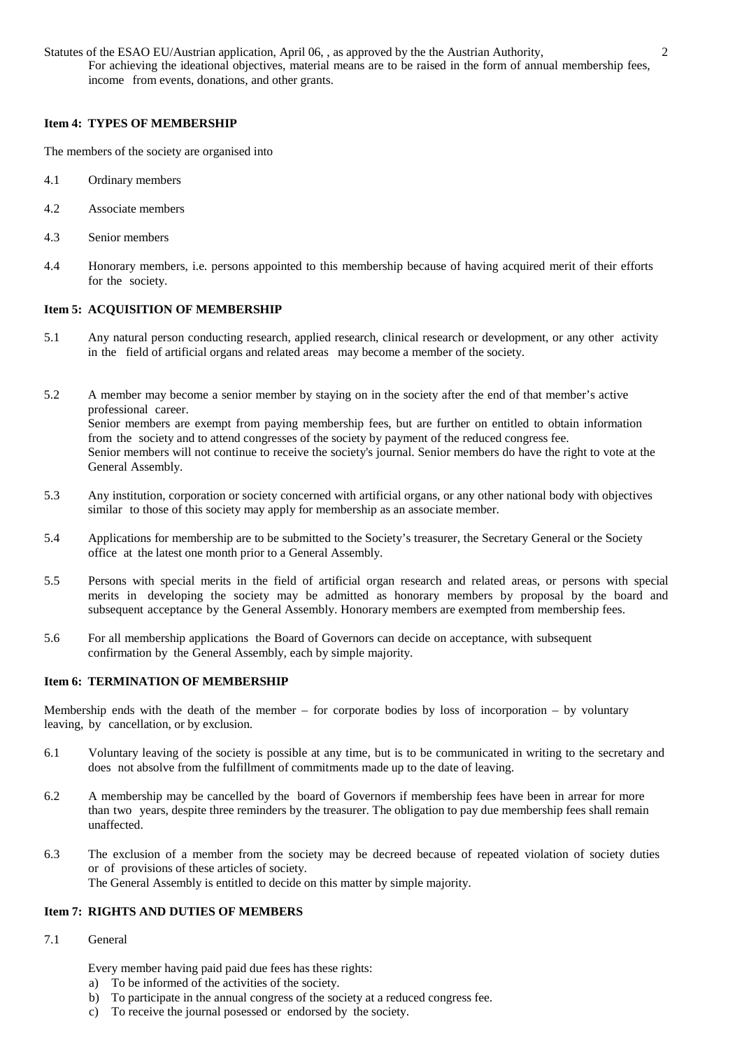For achieving the ideational objectives, material means are to be raised in the form of annual membership fees, income from events, donations, and other grants.

### Item 4: TYPES OF MEMBERSHIP

The members of the society are organised into

4.1 Ordinary members

4.2 Associate members

4.3 Senior members

4.4 Honorary members, i.e. persons appointed to this membership because of having acquired merit of their efforts for the society.

### Item 5: ACQUISITION OF MEMBERSHIP

5.1 Any natural person conducting research, applied research, clinical research or development, or any other activity in the field of artificial organs and related areas may become a member of the society.

5.2 A member may become a senior member by staying on in the society after the end of that member's active professional career.
Senior members are exempt from paying membership fees, but are further on entitled to obtain information from the society and to attend congresses of the society by payment of the reduced congress fee.
Senior members will not continue to receive the society's journal. Senior members do have the right to vote at the General Assembly.

5.3 Any institution, corporation or society concerned with artificial organs, or any other national body with objectives similar to those of this society may apply for membership as an associate member.

5.4 Applications for membership are to be submitted to the Society's treasurer, the Secretary General or the Society office at the latest one month prior to a General Assembly.

5.5 Persons with special merits in the field of artificial organ research and related areas, or persons with special merits in developing the society may be admitted as honorary members by proposal by the board and subsequent acceptance by the General Assembly. Honorary members are exempted from membership fees.

5.6 For all membership applications the Board of Governors can decide on acceptance, with subsequent confirmation by the General Assembly, each by simple majority.

### Item 6: TERMINATION OF MEMBERSHIP

Membership ends with the death of the member – for corporate bodies by loss of incorporation – by voluntary leaving, by cancellation, or by exclusion.

6.1 Voluntary leaving of the society is possible at any time, but is to be communicated in writing to the secretary and does not absolve from the fulfillment of commitments made up to the date of leaving.

6.2 A membership may be cancelled by the board of Governors if membership fees have been in arrear for more than two years, despite three reminders by the treasurer. The obligation to pay due membership fees shall remain unaffected.

6.3 The exclusion of a member from the society may be decreed because of repeated violation of society duties or of provisions of these articles of society.
The General Assembly is entitled to decide on this matter by simple majority.

### Item 7: RIGHTS AND DUTIES OF MEMBERS

7.1 General

Every member having paid paid due fees has these rights:

a) To be informed of the activities of the society.
b) To participate in the annual congress of the society at a reduced congress fee.
c) To receive the journal posessed or endorsed by the society.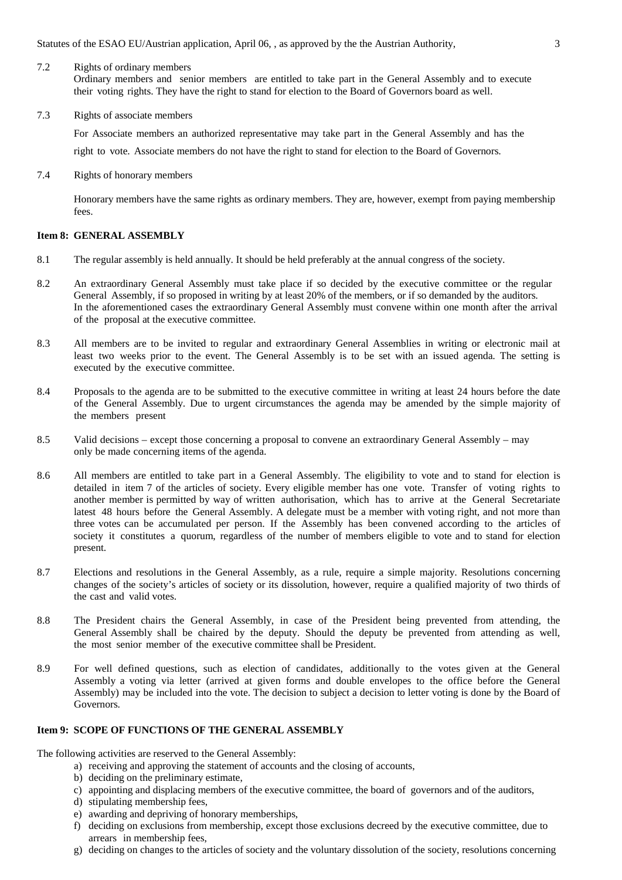7.2 Rights of ordinary members

Ordinary members and senior members are entitled to take part in the General Assembly and to execute their voting rights. They have the right to stand for election to the Board of Governors board as well.

7.3 Rights of associate members

For Associate members an authorized representative may take part in the General Assembly and has the right to vote. Associate members do not have the right to stand for election to the Board of Governors.

7.4 Rights of honorary members

Honorary members have the same rights as ordinary members. They are, however, exempt from paying membership fees.

**Item 8: GENERAL ASSEMBLY**

8.1 The regular assembly is held annually. It should be held preferably at the annual congress of the society.

8.2 An extraordinary General Assembly must take place if so decided by the executive committee or the regular General Assembly, if so proposed in writing by at least 20% of the members, or if so demanded by the auditors. In the aforementioned cases the extraordinary General Assembly must convene within one month after the arrival of the proposal at the executive committee.

8.3 All members are to be invited to regular and extraordinary General Assemblies in writing or electronic mail at least two weeks prior to the event. The General Assembly is to be set with an issued agenda. The setting is executed by the executive committee.

8.4 Proposals to the agenda are to be submitted to the executive committee in writing at least 24 hours before the date of the General Assembly. Due to urgent circumstances the agenda may be amended by the simple majority of the members present

8.5 Valid decisions – except those concerning a proposal to convene an extraordinary General Assembly – may only be made concerning items of the agenda.

8.6 All members are entitled to take part in a General Assembly. The eligibility to vote and to stand for election is detailed in item 7 of the articles of society. Every eligible member has one vote. Transfer of voting rights to another member is permitted by way of written authorisation, which has to arrive at the General Secretariate latest 48 hours before the General Assembly. A delegate must be a member with voting right, and not more than three votes can be accumulated per person. If the Assembly has been convened according to the articles of society it constitutes a quorum, regardless of the number of members eligible to vote and to stand for election present.

8.7 Elections and resolutions in the General Assembly, as a rule, require a simple majority. Resolutions concerning changes of the society's articles of society or its dissolution, however, require a qualified majority of two thirds of the cast and valid votes.

8.8 The President chairs the General Assembly, in case of the President being prevented from attending, the General Assembly shall be chaired by the deputy. Should the deputy be prevented from attending as well, the most senior member of the executive committee shall be President.

8.9 For well defined questions, such as election of candidates, additionally to the votes given at the General Assembly a voting via letter (arrived at given forms and double envelopes to the office before the General Assembly) may be included into the vote. The decision to subject a decision to letter voting is done by the Board of Governors.

**Item 9: SCOPE OF FUNCTIONS OF THE GENERAL ASSEMBLY**

The following activities are reserved to the General Assembly:

a) receiving and approving the statement of accounts and the closing of accounts,
b) deciding on the preliminary estimate,
c) appointing and displacing members of the executive committee, the board of governors and of the auditors,
d) stipulating membership fees,
e) awarding and depriving of honorary memberships,
f) deciding on exclusions from membership, except those exclusions decreed by the executive committee, due to arrears in membership fees,
g) deciding on changes to the articles of society and the voluntary dissolution of the society, resolutions concerning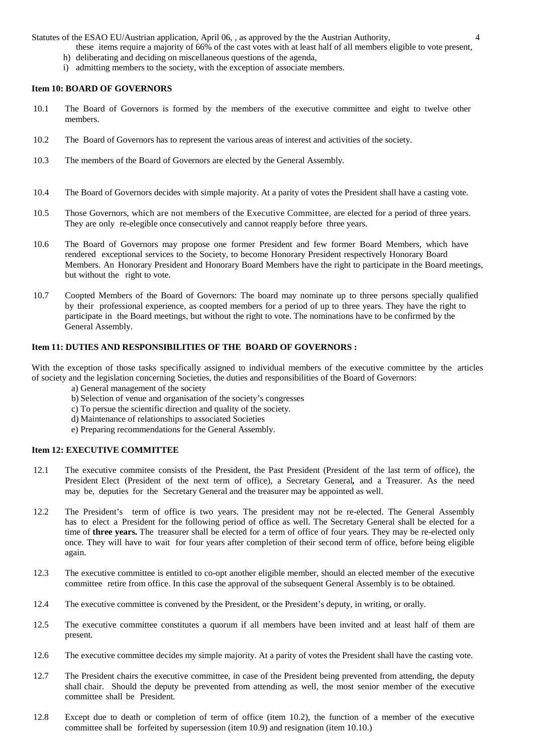these items require a majority of 66% of the cast votes with at least half of all members eligible to vote present,

h) deliberating and deciding on miscellaneous questions of the agenda,
i) admitting members to the society, with the exception of associate members.

**Item 10: BOARD OF GOVERNORS**

10.1 The Board of Governors is formed by the members of the executive committee and eight to twelve other members.

10.2 The Board of Governors has to represent the various areas of interest and activities of the society.

10.3 The members of the Board of Governors are elected by the General Assembly.

10.4 The Board of Governors decides with simple majority. At a parity of votes the President shall have a casting vote.

10.5 Those Governors, which are not members of the Executive Committee, are elected for a period of three years. They are only re-elegible once consecutively and cannot reapply before three years.

10.6 The Board of Governors may propose one former President and few former Board Members, which have rendered exceptional services to the Society, to become Honorary President respectively Honorary Board Members. An Honorary President and Honorary Board Members have the right to participate in the Board meetings, but without the right to vote.

10.7 Coopted Members of the Board of Governors: The board may nominate up to three persons specially qualified by their professional experience, as coopted members for a period of up to three years. They have the right to participate in the Board meetings, but without the right to vote. The nominations have to be confirmed by the General Assembly.

**Item 11: DUTIES AND RESPONSIBILITIES OF THE BOARD OF GOVERNORS :**

With the exception of those tasks specifically assigned to individual members of the executive committee by the articles of society and the legislation concerning Societies, the duties and responsibilities of the Board of Governors:

a) General management of the society
b) Selection of venue and organisation of the society's congresses
c) To persue the scientific direction and quality of the society.
d) Maintenance of relationships to associated Societies
e) Preparing recommendations for the General Assembly.

**Item 12: EXECUTIVE COMMITTEE**

12.1 The executive commitee consists of the President, the Past President (President of the last term of office), the President Elect (President of the next term of office), a Secretary General**,** and a Treasurer. As the need may be, deputies for the Secretary General and the treasurer may be appointed as well.

12.2 The President's term of office is two years. The president may not be re-elected. The General Assembly has to elect a President for the following period of office as well. The Secretary General shall be elected for a time of **three years.** The treasurer shall be elected for a term of office of four years. They may be re-elected only once. They will have to wait for four years after completion of their second term of office, before being eligible again.

12.3 The executive committee is entitled to co-opt another eligible member, should an elected member of the executive committee retire from office. In this case the approval of the subsequent General Assembly is to be obtained.

12.4 The executive committee is convened by the President, or the President's deputy, in writing, or orally.

12.5 The executive committee constitutes a quorum if all members have been invited and at least half of them are present.

12.6 The executive committee decides my simple majority. At a parity of votes the President shall have the casting vote.

12.7 The President chairs the executive committee, in case of the President being prevented from attending, the deputy shall chair. Should the deputy be prevented from attending as well, the most senior member of the executive committee shall be President.

12.8 Except due to death or completion of term of office (item 10.2), the function of a member of the executive committee shall be forfeited by supersession (item 10.9) and resignation (item 10.10.)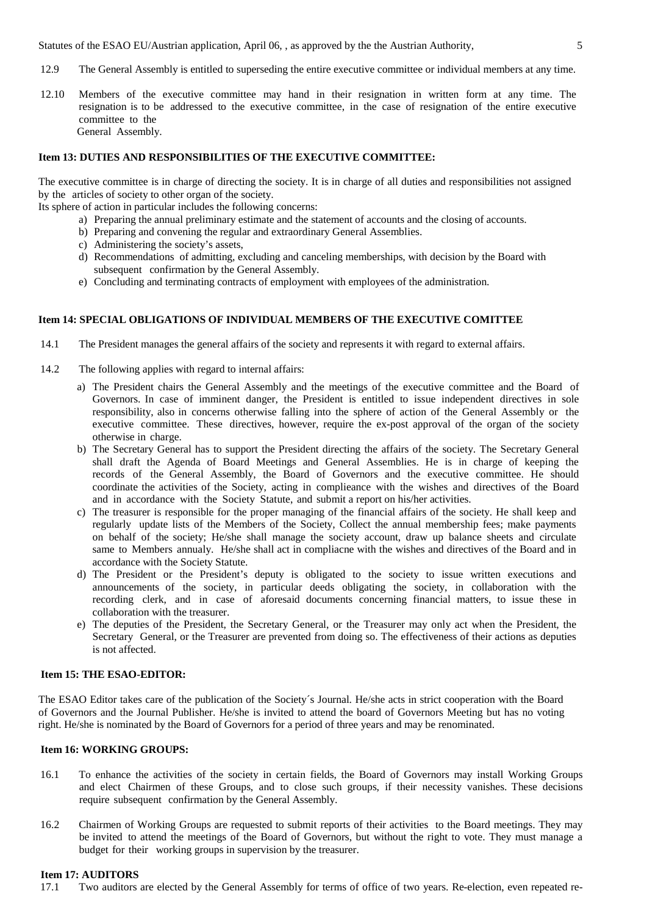12.9 The General Assembly is entitled to superseding the entire executive committee or individual members at any time.

12.10 Members of the executive committee may hand in their resignation in written form at any time. The resignation is to be addressed to the executive committee, in the case of resignation of the entire executive committee to the General Assembly.

**Item 13: DUTIES AND RESPONSIBILITIES OF THE EXECUTIVE COMMITTEE:**

The executive committee is in charge of directing the society. It is in charge of all duties and responsibilities not assigned by the articles of society to other organ of the society.

Its sphere of action in particular includes the following concerns:

a) Preparing the annual preliminary estimate and the statement of accounts and the closing of accounts.
b) Preparing and convening the regular and extraordinary General Assemblies.
c) Administering the society's assets,
d) Recommendations of admitting, excluding and canceling memberships, with decision by the Board with subsequent confirmation by the General Assembly.
e) Concluding and terminating contracts of employment with employees of the administration.

**Item 14: SPECIAL OBLIGATIONS OF INDIVIDUAL MEMBERS OF THE EXECUTIVE COMITTEE**

14.1 The President manages the general affairs of the society and represents it with regard to external affairs.

14.2 The following applies with regard to internal affairs:

a) The President chairs the General Assembly and the meetings of the executive committee and the Board of Governors. In case of imminent danger, the President is entitled to issue independent directives in sole responsibility, also in concerns otherwise falling into the sphere of action of the General Assembly or the executive committee. These directives, however, require the ex-post approval of the organ of the society otherwise in charge.
b) The Secretary General has to support the President directing the affairs of the society. The Secretary General shall draft the Agenda of Board Meetings and General Assemblies. He is in charge of keeping the records of the General Assembly, the Board of Governors and the executive committee. He should coordinate the activities of the Society, acting in complieance with the wishes and directives of the Board and in accordance with the Society Statute, and submit a report on his/her activities.
c) The treasurer is responsible for the proper managing of the financial affairs of the society. He shall keep and regularly update lists of the Members of the Society, Collect the annual membership fees; make payments on behalf of the society; He/she shall manage the society account, draw up balance sheets and circulate same to Members annualy. He/she shall act in compliacne with the wishes and directives of the Board and in accordance with the Society Statute.
d) The President or the President's deputy is obligated to the society to issue written executions and announcements of the society, in particular deeds obligating the society, in collaboration with the recording clerk, and in case of aforesaid documents concerning financial matters, to issue these in collaboration with the treasurer.
e) The deputies of the President, the Secretary General, or the Treasurer may only act when the President, the Secretary General, or the Treasurer are prevented from doing so. The effectiveness of their actions as deputies is not affected.

**Item 15: THE ESAO-EDITOR:**

The ESAO Editor takes care of the publication of the Society´s Journal. He/she acts in strict cooperation with the Board of Governors and the Journal Publisher. He/she is invited to attend the board of Governors Meeting but has no voting right. He/she is nominated by the Board of Governors for a period of three years and may be renominated.

**Item 16: WORKING GROUPS:**

16.1 To enhance the activities of the society in certain fields, the Board of Governors may install Working Groups and elect Chairmen of these Groups, and to close such groups, if their necessity vanishes. These decisions require subsequent confirmation by the General Assembly.

16.2 Chairmen of Working Groups are requested to submit reports of their activities to the Board meetings. They may be invited to attend the meetings of the Board of Governors, but without the right to vote. They must manage a budget for their working groups in supervision by the treasurer.

**Item 17: AUDITORS**

17.1 Two auditors are elected by the General Assembly for terms of office of two years. Re-election, even repeated re-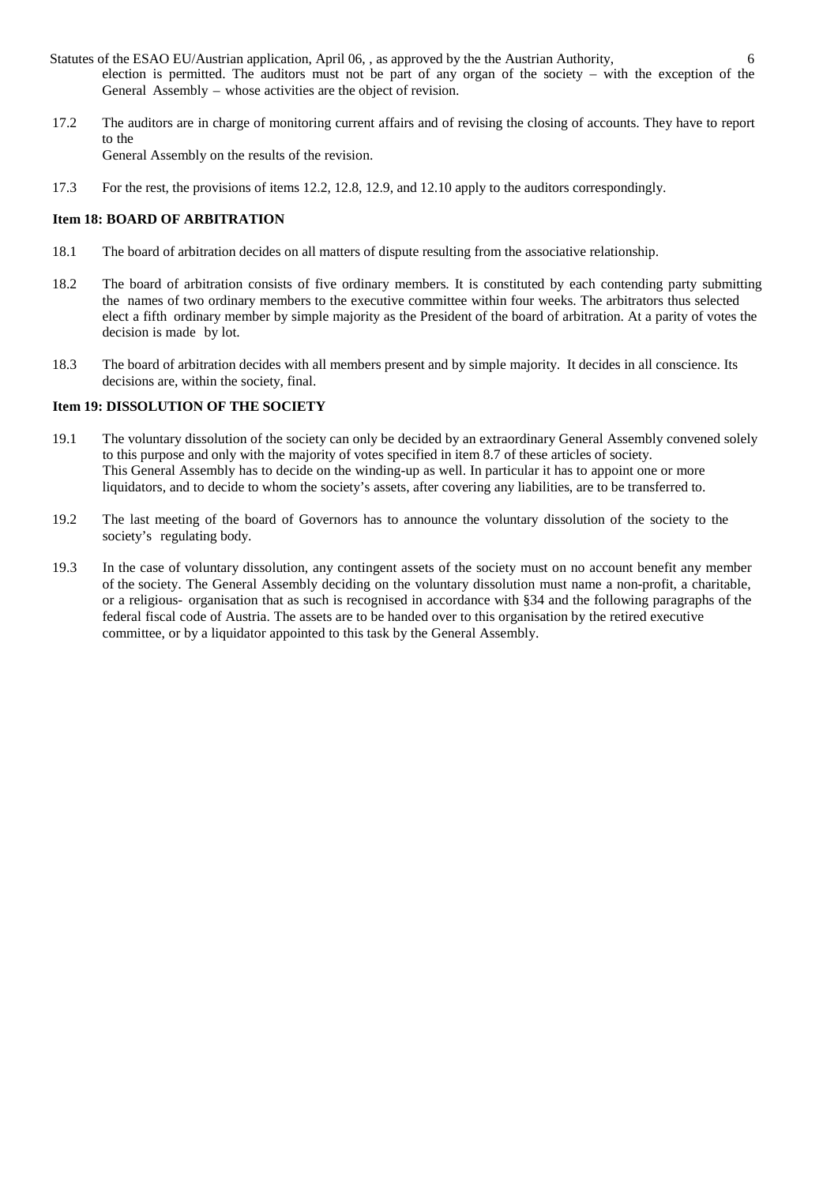election is permitted. The auditors must not be part of any organ of the society – with the exception of the General Assembly – whose activities are the object of revision.

17.2 The auditors are in charge of monitoring current affairs and of revising the closing of accounts. They have to report to the General Assembly on the results of the revision.

17.3 For the rest, the provisions of items 12.2, 12.8, 12.9, and 12.10 apply to the auditors correspondingly.

**Item 18: BOARD OF ARBITRATION**

18.1 The board of arbitration decides on all matters of dispute resulting from the associative relationship.

18.2 The board of arbitration consists of five ordinary members. It is constituted by each contending party submitting the names of two ordinary members to the executive committee within four weeks. The arbitrators thus selected elect a fifth ordinary member by simple majority as the President of the board of arbitration. At a parity of votes the decision is made by lot.

18.3 The board of arbitration decides with all members present and by simple majority. It decides in all conscience. Its decisions are, within the society, final.

**Item 19: DISSOLUTION OF THE SOCIETY**

19.1 The voluntary dissolution of the society can only be decided by an extraordinary General Assembly convened solely to this purpose and only with the majority of votes specified in item 8.7 of these articles of society. This General Assembly has to decide on the winding-up as well. In particular it has to appoint one or more liquidators, and to decide to whom the society's assets, after covering any liabilities, are to be transferred to.

19.2 The last meeting of the board of Governors has to announce the voluntary dissolution of the society to the society's regulating body.

19.3 In the case of voluntary dissolution, any contingent assets of the society must on no account benefit any member of the society. The General Assembly deciding on the voluntary dissolution must name a non-profit, a charitable, or a religious- organisation that as such is recognised in accordance with §34 and the following paragraphs of the federal fiscal code of Austria. The assets are to be handed over to this organisation by the retired executive committee, or by a liquidator appointed to this task by the General Assembly.